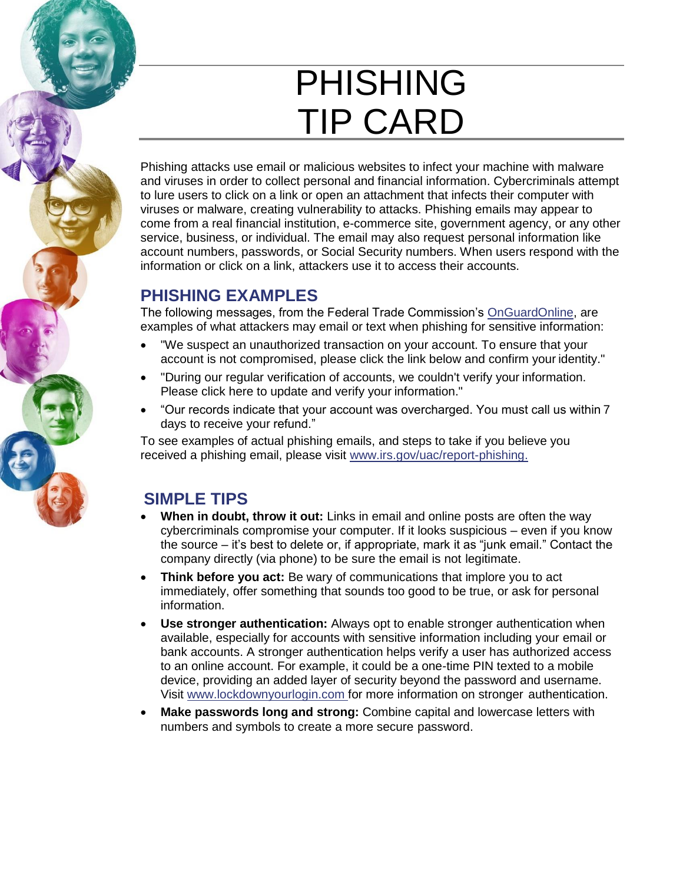# PHISHING TIP CARD

Phishing attacks use email or malicious websites to infect your machine with malware and viruses in order to collect personal and financial information. Cybercriminals attempt to lure users to click on a link or open an attachment that infects their computer with viruses or malware, creating vulnerability to attacks. Phishing emails may appear to come from a real financial institution, e-commerce site, government agency, or any other service, business, or individual. The email may also request personal information like account numbers, passwords, or Social Security numbers. When users respond with the information or click on a link, attackers use it to access their accounts.

## PHISHING EXAMPLES

The following messages, from the Federal Trade Commission's OnGuardOnline, are examples of what attackers may email or text when phishing for sensitive information:

- "We suspect an unauthorized transaction on your account. To ensure that your account is not compromised, please click the link below and confirm your identity."
- "During our regular verification of accounts, we couldn't verify your information. Please click here to update and verify your information."
- "Our records indicate that your account was overcharged. You must call us within 7 days to receive your refund."

To see examples of actual phishing emails, and steps to take if you believe you received a phishing email, please visit www.irs.gov/uac/report-phishing.

## SIMPLE TIPS

- **When in doubt, throw it out:** Links in email and online posts are often the way cybercriminals compromise your computer. If it looks suspicious – even if you know the source – it's best to delete or, if appropriate, mark it as "junk email." Contact the company directly (via phone) to be sure the email is not legitimate.
- **Think before you act:** Be wary of communications that implore you to act immediately, offer something that sounds too good to be true, or ask for personal information.
- **Use stronger authentication:** Always opt to enable stronger authentication when available, especially for accounts with sensitive information including your email or bank accounts. A stronger authentication helps verify a user has authorized access to an online account. For example, it could be a one-time PIN texted to a mobile device, providing an added layer of security beyond the password and username. Visit www.lockdownyourlogin.com for more information on stronger authentication.
- **Make passwords long and strong:** Combine capital and lowercase letters with numbers and symbols to create a more secure password.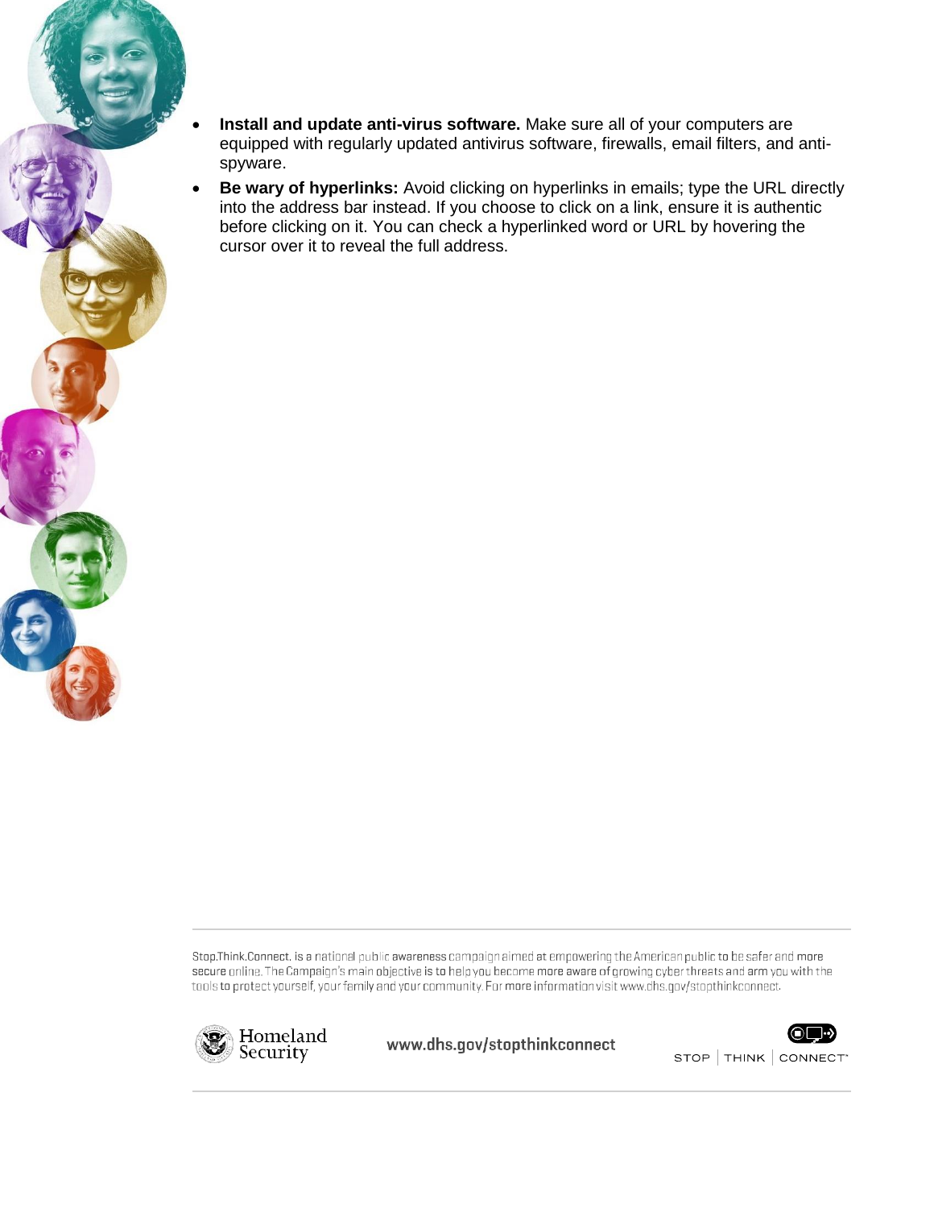- **Install and update anti-virus software.** Make sure all of your computers are equipped with regularly updated antivirus software, firewalls, email filters, and anti-spyware.
- **Be wary of hyperlinks:** Avoid clicking on hyperlinks in emails; type the URL directly into the address bar instead. If you choose to click on a link, ensure it is authentic before clicking on it. You can check a hyperlinked word or URL by hovering the cursor over it to reveal the full address.

---

Stop.Think.Connect. is a national public awareness campaign aimed at empowering the American public to be safer and more secure online. The Campaign's main objective is to help you become more aware of growing cyber threats and arm you with the tools to protect yourself, your family and your community. For more information visit www.dhs.gov/stopthinkconnect.

Homeland Security

www.dhs.gov/stopthinkconnect

STOP | THINK | CONNECT™